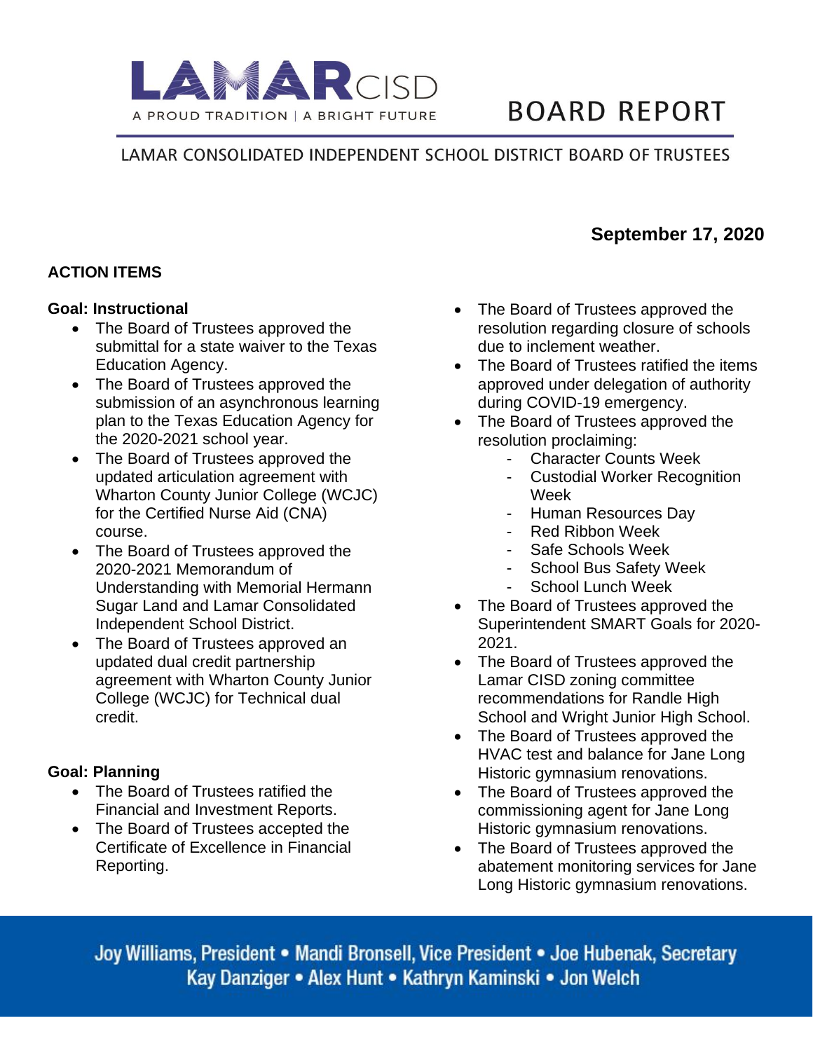# LAMAR CISD

A PROUD TRADITION | A BRIGHT FUTURE

# BOARD REPORT

LAMAR CONSOLIDATED INDEPENDENT SCHOOL DISTRICT BOARD OF TRUSTEES

**September 17, 2020**

## ACTION ITEMS

### Goal: Instructional

- The Board of Trustees approved the submittal for a state waiver to the Texas Education Agency.
- The Board of Trustees approved the submission of an asynchronous learning plan to the Texas Education Agency for the 2020-2021 school year.
- The Board of Trustees approved the updated articulation agreement with Wharton County Junior College (WCJC) for the Certified Nurse Aid (CNA) course.
- The Board of Trustees approved the 2020-2021 Memorandum of Understanding with Memorial Hermann Sugar Land and Lamar Consolidated Independent School District.
- The Board of Trustees approved an updated dual credit partnership agreement with Wharton County Junior College (WCJC) for Technical dual credit.

### Goal: Planning

- The Board of Trustees ratified the Financial and Investment Reports.
- The Board of Trustees accepted the Certificate of Excellence in Financial Reporting.
- The Board of Trustees approved the resolution regarding closure of schools due to inclement weather.
- The Board of Trustees ratified the items approved under delegation of authority during COVID-19 emergency.
- The Board of Trustees approved the resolution proclaiming:
  - Character Counts Week
  - Custodial Worker Recognition Week
  - Human Resources Day
  - Red Ribbon Week
  - Safe Schools Week
  - School Bus Safety Week
  - School Lunch Week
- The Board of Trustees approved the Superintendent SMART Goals for 2020-2021.
- The Board of Trustees approved the Lamar CISD zoning committee recommendations for Randle High School and Wright Junior High School.
- The Board of Trustees approved the HVAC test and balance for Jane Long Historic gymnasium renovations.
- The Board of Trustees approved the commissioning agent for Jane Long Historic gymnasium renovations.
- The Board of Trustees approved the abatement monitoring services for Jane Long Historic gymnasium renovations.

Joy Williams, President • Mandi Bronsell, Vice President • Joe Hubenak, Secretary
Kay Danziger • Alex Hunt • Kathryn Kaminski • Jon Welch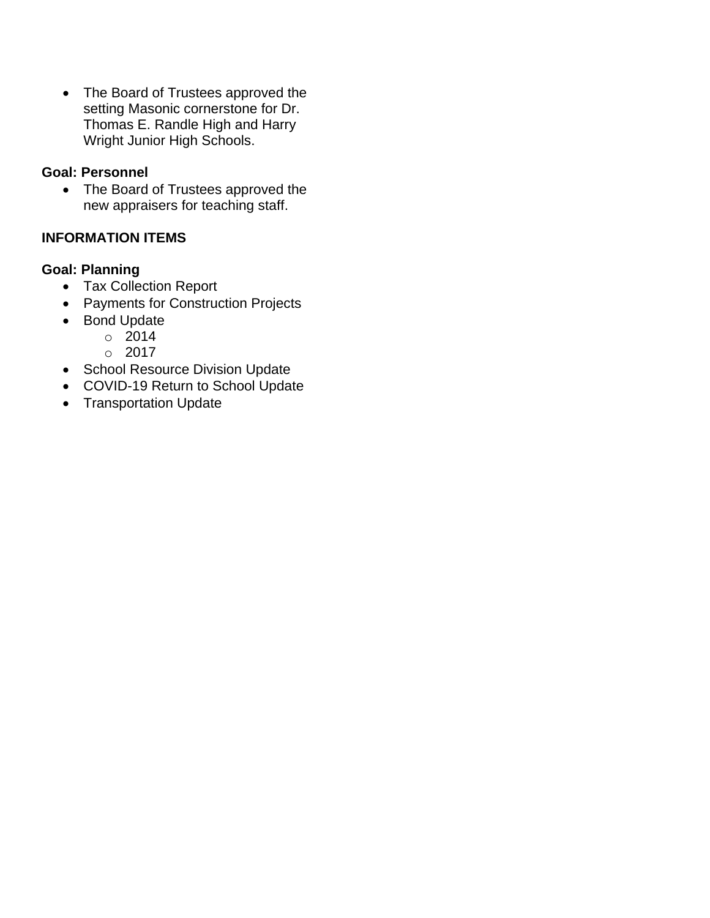- The Board of Trustees approved the setting Masonic cornerstone for Dr. Thomas E. Randle High and Harry Wright Junior High Schools.

**Goal: Personnel**

- The Board of Trustees approved the new appraisers for teaching staff.

**INFORMATION ITEMS**

**Goal: Planning**

- Tax Collection Report
- Payments for Construction Projects
- Bond Update
  - 2014
  - 2017
- School Resource Division Update
- COVID-19 Return to School Update
- Transportation Update